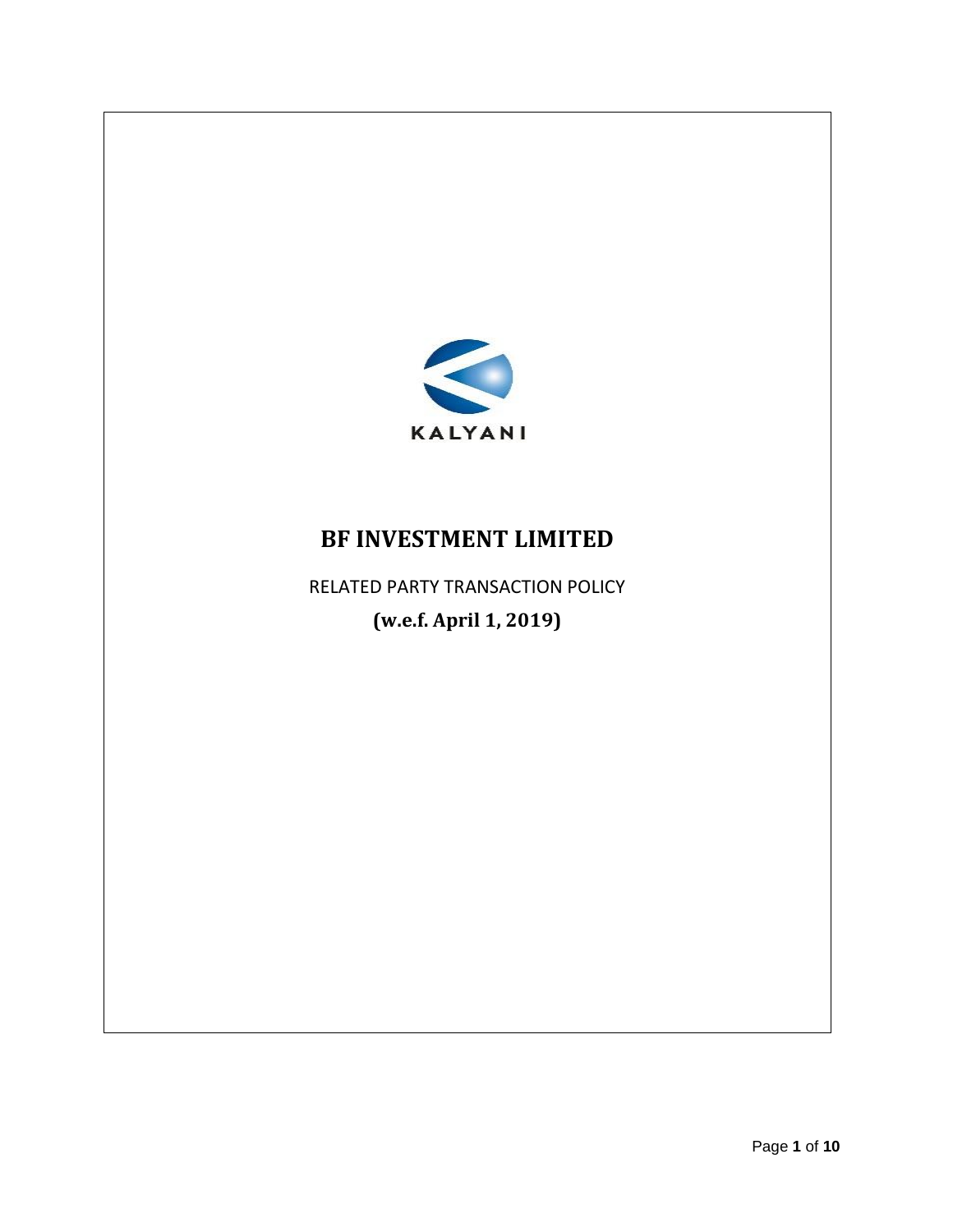KALYANI

# BF INVESTMENT LIMITED

RELATED PARTY TRANSACTION POLICY

**(w.e.f. April 1, 2019)**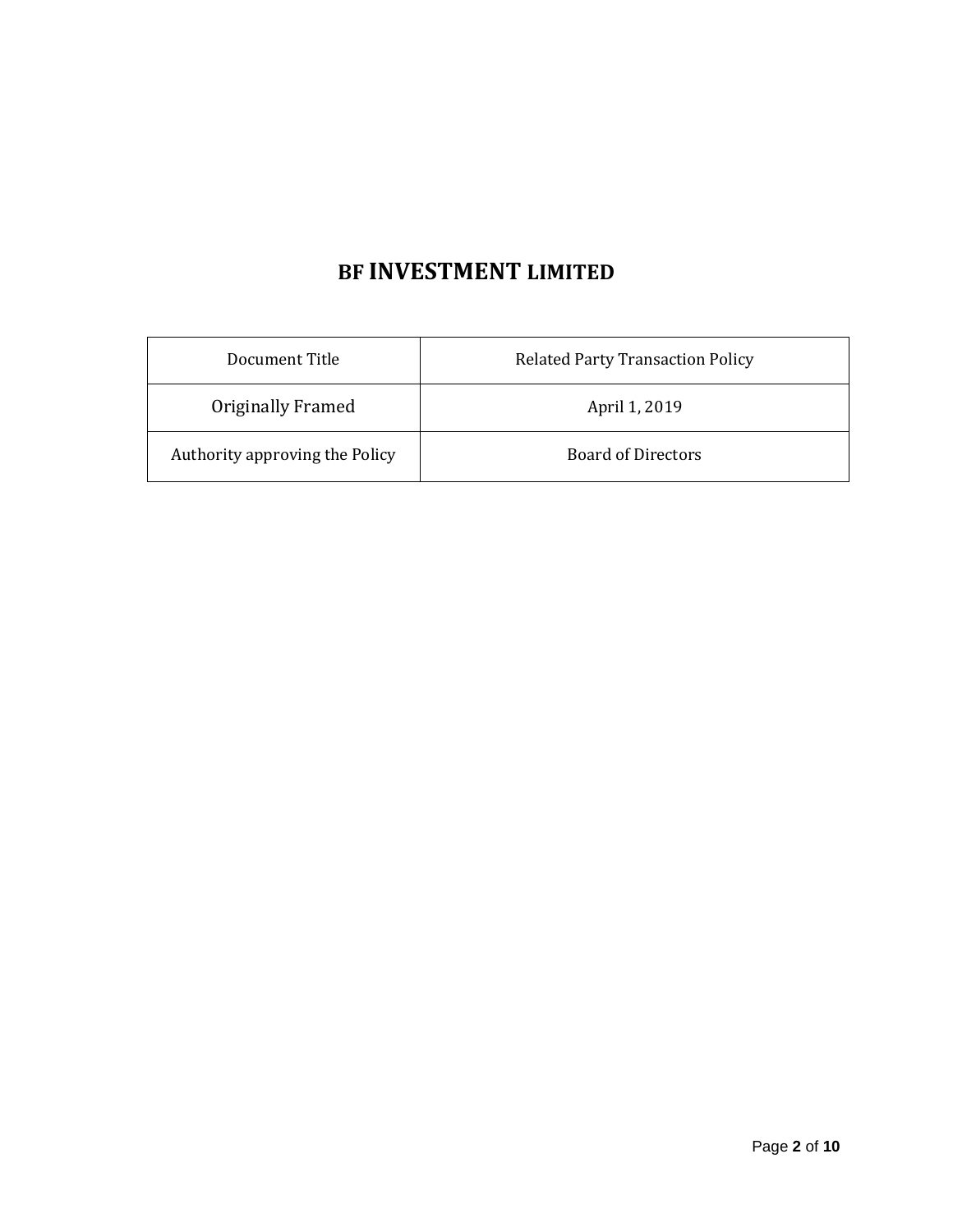# BF INVESTMENT LIMITED

| Document Title | Related Party Transaction Policy |
|---|---|
| Originally Framed | April 1, 2019 |
| Authority approving the Policy | Board of Directors |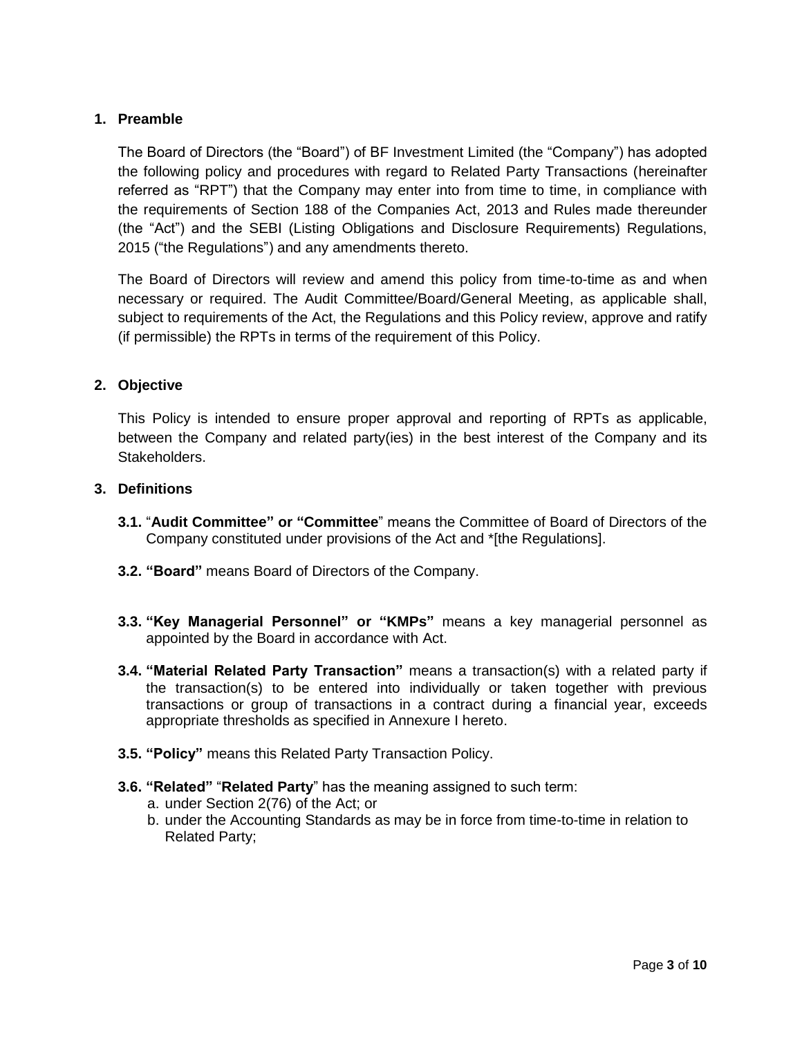## 1. Preamble

The Board of Directors (the "Board") of BF Investment Limited (the "Company") has adopted the following policy and procedures with regard to Related Party Transactions (hereinafter referred as "RPT") that the Company may enter into from time to time, in compliance with the requirements of Section 188 of the Companies Act, 2013 and Rules made thereunder (the "Act") and the SEBI (Listing Obligations and Disclosure Requirements) Regulations, 2015 ("the Regulations") and any amendments thereto.

The Board of Directors will review and amend this policy from time-to-time as and when necessary or required. The Audit Committee/Board/General Meeting, as applicable shall, subject to requirements of the Act, the Regulations and this Policy review, approve and ratify (if permissible) the RPTs in terms of the requirement of this Policy.

## 2. Objective

This Policy is intended to ensure proper approval and reporting of RPTs as applicable, between the Company and related party(ies) in the best interest of the Company and its Stakeholders.

## 3. Definitions

**3.1.** "**Audit Committee" or "Committee**" means the Committee of Board of Directors of the Company constituted under provisions of the Act and *[the Regulations].

**3.2. "Board"** means Board of Directors of the Company.

**3.3. "Key Managerial Personnel" or "KMPs"** means a key managerial personnel as appointed by the Board in accordance with Act.

**3.4. "Material Related Party Transaction"** means a transaction(s) with a related party if the transaction(s) to be entered into individually or taken together with previous transactions or group of transactions in a contract during a financial year, exceeds appropriate thresholds as specified in Annexure I hereto.

**3.5. "Policy"** means this Related Party Transaction Policy.

**3.6. "Related"** "**Related Party**" has the meaning assigned to such term:

a. under Section 2(76) of the Act; or
b. under the Accounting Standards as may be in force from time-to-time in relation to Related Party;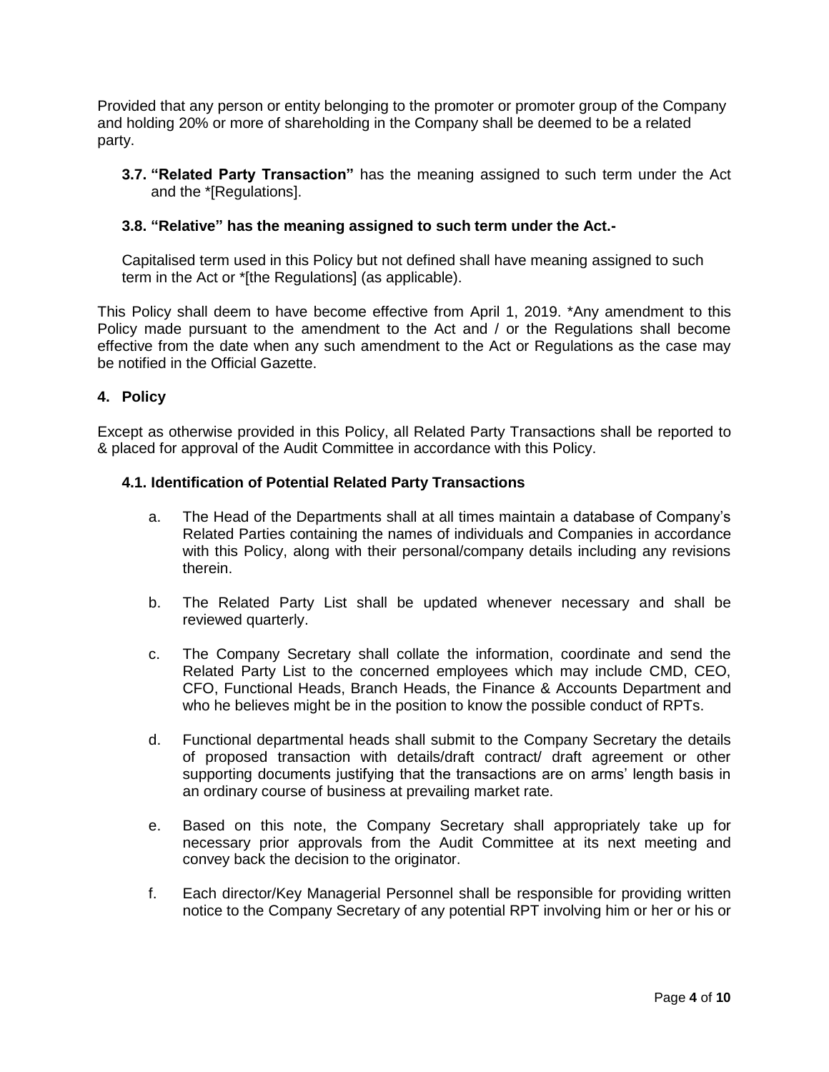Provided that any person or entity belonging to the promoter or promoter group of the Company and holding 20% or more of shareholding in the Company shall be deemed to be a related party.

**3.7. "Related Party Transaction"** has the meaning assigned to such term under the Act and the *[Regulations].

**3.8. "Relative" has the meaning assigned to such term under the Act.-**

Capitalised term used in this Policy but not defined shall have meaning assigned to such term in the Act or *[the Regulations] (as applicable).

This Policy shall deem to have become effective from April 1, 2019. *Any amendment to this Policy made pursuant to the amendment to the Act and / or the Regulations shall become effective from the date when any such amendment to the Act or Regulations as the case may be notified in the Official Gazette.

## 4. Policy

Except as otherwise provided in this Policy, all Related Party Transactions shall be reported to & placed for approval of the Audit Committee in accordance with this Policy.

### 4.1. Identification of Potential Related Party Transactions

a. The Head of the Departments shall at all times maintain a database of Company's Related Parties containing the names of individuals and Companies in accordance with this Policy, along with their personal/company details including any revisions therein.

b. The Related Party List shall be updated whenever necessary and shall be reviewed quarterly.

c. The Company Secretary shall collate the information, coordinate and send the Related Party List to the concerned employees which may include CMD, CEO, CFO, Functional Heads, Branch Heads, the Finance & Accounts Department and who he believes might be in the position to know the possible conduct of RPTs.

d. Functional departmental heads shall submit to the Company Secretary the details of proposed transaction with details/draft contract/ draft agreement or other supporting documents justifying that the transactions are on arms' length basis in an ordinary course of business at prevailing market rate.

e. Based on this note, the Company Secretary shall appropriately take up for necessary prior approvals from the Audit Committee at its next meeting and convey back the decision to the originator.

f. Each director/Key Managerial Personnel shall be responsible for providing written notice to the Company Secretary of any potential RPT involving him or her or his or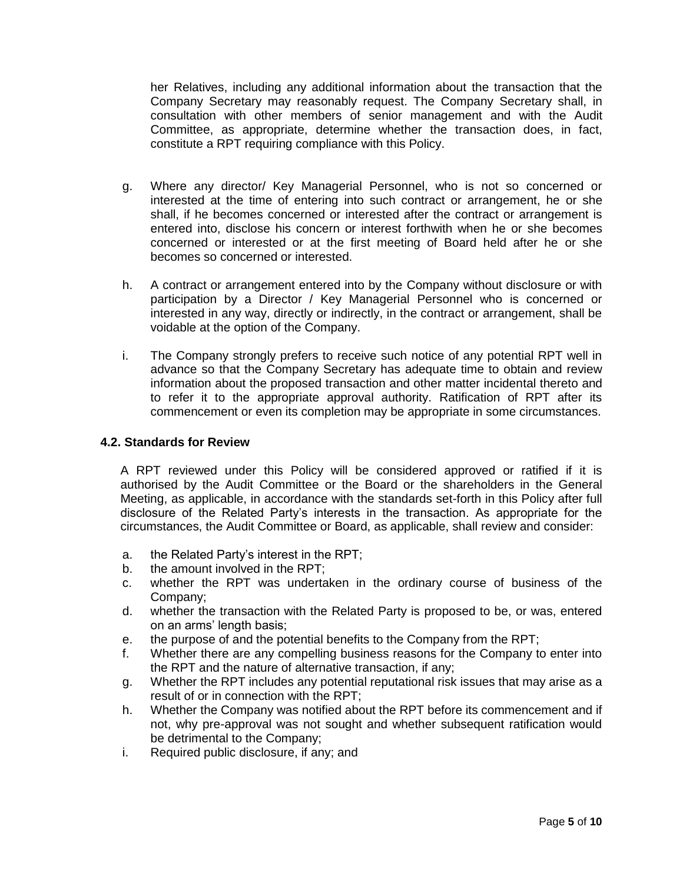her Relatives, including any additional information about the transaction that the Company Secretary may reasonably request. The Company Secretary shall, in consultation with other members of senior management and with the Audit Committee, as appropriate, determine whether the transaction does, in fact, constitute a RPT requiring compliance with this Policy.

g. Where any director/ Key Managerial Personnel, who is not so concerned or interested at the time of entering into such contract or arrangement, he or she shall, if he becomes concerned or interested after the contract or arrangement is entered into, disclose his concern or interest forthwith when he or she becomes concerned or interested or at the first meeting of Board held after he or she becomes so concerned or interested.

h. A contract or arrangement entered into by the Company without disclosure or with participation by a Director / Key Managerial Personnel who is concerned or interested in any way, directly or indirectly, in the contract or arrangement, shall be voidable at the option of the Company.

i. The Company strongly prefers to receive such notice of any potential RPT well in advance so that the Company Secretary has adequate time to obtain and review information about the proposed transaction and other matter incidental thereto and to refer it to the appropriate approval authority. Ratification of RPT after its commencement or even its completion may be appropriate in some circumstances.

### 4.2. Standards for Review

A RPT reviewed under this Policy will be considered approved or ratified if it is authorised by the Audit Committee or the Board or the shareholders in the General Meeting, as applicable, in accordance with the standards set-forth in this Policy after full disclosure of the Related Party's interests in the transaction. As appropriate for the circumstances, the Audit Committee or Board, as applicable, shall review and consider:

a. the Related Party's interest in the RPT;
b. the amount involved in the RPT;
c. whether the RPT was undertaken in the ordinary course of business of the Company;
d. whether the transaction with the Related Party is proposed to be, or was, entered on an arms' length basis;
e. the purpose of and the potential benefits to the Company from the RPT;
f. Whether there are any compelling business reasons for the Company to enter into the RPT and the nature of alternative transaction, if any;
g. Whether the RPT includes any potential reputational risk issues that may arise as a result of or in connection with the RPT;
h. Whether the Company was notified about the RPT before its commencement and if not, why pre-approval was not sought and whether subsequent ratification would be detrimental to the Company;
i. Required public disclosure, if any; and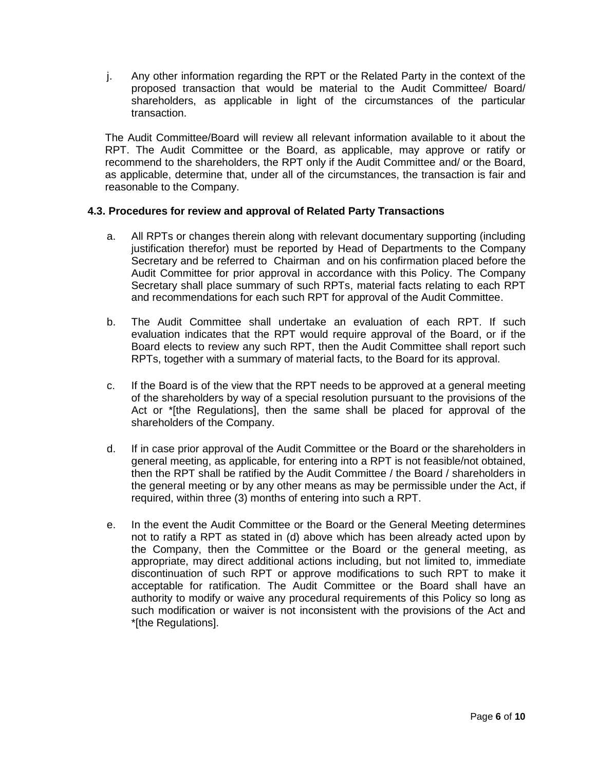j. Any other information regarding the RPT or the Related Party in the context of the proposed transaction that would be material to the Audit Committee/ Board/ shareholders, as applicable in light of the circumstances of the particular transaction.

The Audit Committee/Board will review all relevant information available to it about the RPT. The Audit Committee or the Board, as applicable, may approve or ratify or recommend to the shareholders, the RPT only if the Audit Committee and/ or the Board, as applicable, determine that, under all of the circumstances, the transaction is fair and reasonable to the Company.

### 4.3. Procedures for review and approval of Related Party Transactions

a. All RPTs or changes therein along with relevant documentary supporting (including justification therefor) must be reported by Head of Departments to the Company Secretary and be referred to Chairman and on his confirmation placed before the Audit Committee for prior approval in accordance with this Policy. The Company Secretary shall place summary of such RPTs, material facts relating to each RPT and recommendations for each such RPT for approval of the Audit Committee.

b. The Audit Committee shall undertake an evaluation of each RPT. If such evaluation indicates that the RPT would require approval of the Board, or if the Board elects to review any such RPT, then the Audit Committee shall report such RPTs, together with a summary of material facts, to the Board for its approval.

c. If the Board is of the view that the RPT needs to be approved at a general meeting of the shareholders by way of a special resolution pursuant to the provisions of the Act or *[the Regulations], then the same shall be placed for approval of the shareholders of the Company.

d. If in case prior approval of the Audit Committee or the Board or the shareholders in general meeting, as applicable, for entering into a RPT is not feasible/not obtained, then the RPT shall be ratified by the Audit Committee / the Board / shareholders in the general meeting or by any other means as may be permissible under the Act, if required, within three (3) months of entering into such a RPT.

e. In the event the Audit Committee or the Board or the General Meeting determines not to ratify a RPT as stated in (d) above which has been already acted upon by the Company, then the Committee or the Board or the general meeting, as appropriate, may direct additional actions including, but not limited to, immediate discontinuation of such RPT or approve modifications to such RPT to make it acceptable for ratification. The Audit Committee or the Board shall have an authority to modify or waive any procedural requirements of this Policy so long as such modification or waiver is not inconsistent with the provisions of the Act and *[the Regulations].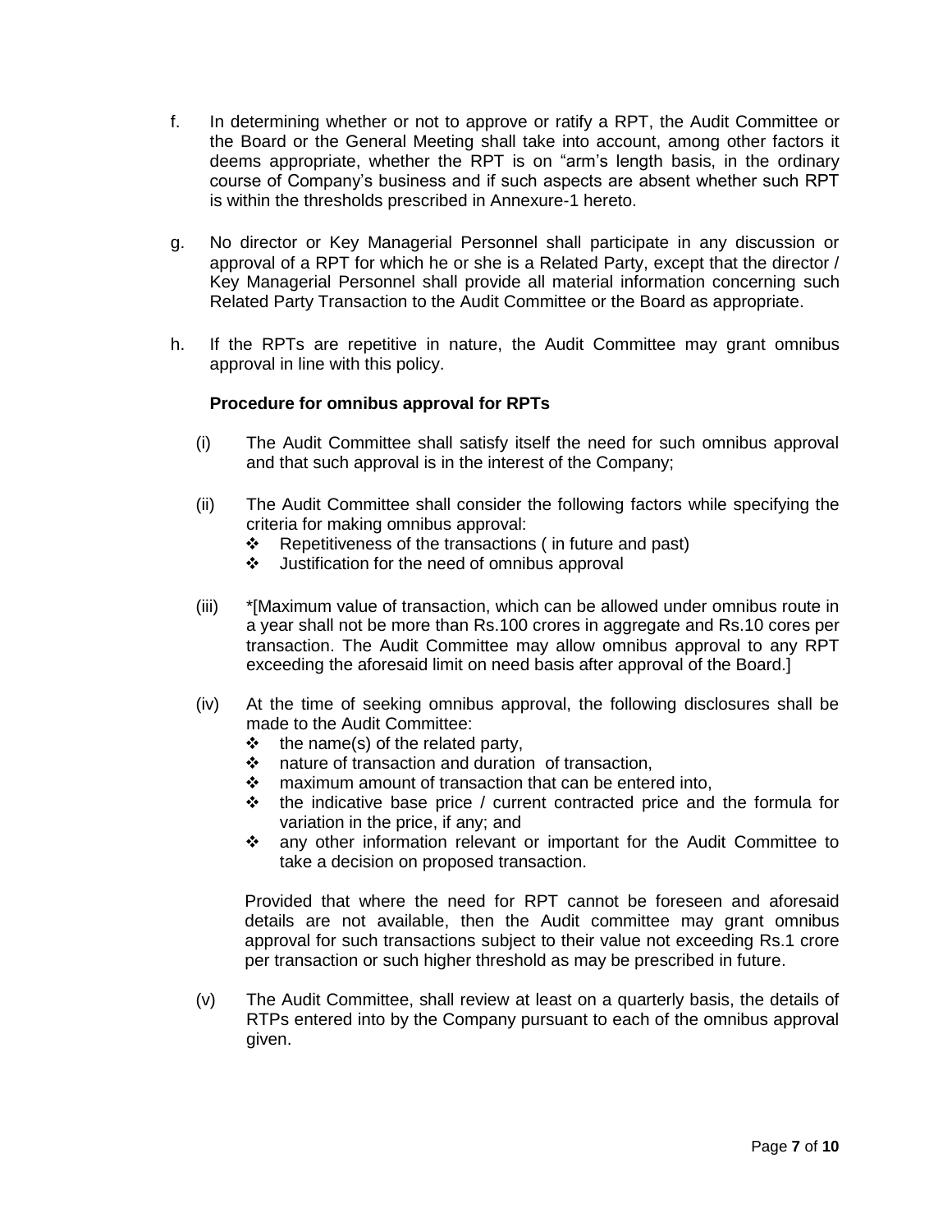f. In determining whether or not to approve or ratify a RPT, the Audit Committee or the Board or the General Meeting shall take into account, among other factors it deems appropriate, whether the RPT is on "arm's length basis, in the ordinary course of Company's business and if such aspects are absent whether such RPT is within the thresholds prescribed in Annexure-1 hereto.

g. No director or Key Managerial Personnel shall participate in any discussion or approval of a RPT for which he or she is a Related Party, except that the director / Key Managerial Personnel shall provide all material information concerning such Related Party Transaction to the Audit Committee or the Board as appropriate.

h. If the RPTs are repetitive in nature, the Audit Committee may grant omnibus approval in line with this policy.

**Procedure for omnibus approval for RPTs**

(i) The Audit Committee shall satisfy itself the need for such omnibus approval and that such approval is in the interest of the Company;

(ii) The Audit Committee shall consider the following factors while specifying the criteria for making omnibus approval:
- ❖ Repetitiveness of the transactions ( in future and past)
- ❖ Justification for the need of omnibus approval

(iii) *[Maximum value of transaction, which can be allowed under omnibus route in a year shall not be more than Rs.100 crores in aggregate and Rs.10 cores per transaction. The Audit Committee may allow omnibus approval to any RPT exceeding the aforesaid limit on need basis after approval of the Board.]

(iv) At the time of seeking omnibus approval, the following disclosures shall be made to the Audit Committee:
- ❖ the name(s) of the related party,
- ❖ nature of transaction and duration of transaction,
- ❖ maximum amount of transaction that can be entered into,
- ❖ the indicative base price / current contracted price and the formula for variation in the price, if any; and
- ❖ any other information relevant or important for the Audit Committee to take a decision on proposed transaction.

Provided that where the need for RPT cannot be foreseen and aforesaid details are not available, then the Audit committee may grant omnibus approval for such transactions subject to their value not exceeding Rs.1 crore per transaction or such higher threshold as may be prescribed in future.

(v) The Audit Committee, shall review at least on a quarterly basis, the details of RTPs entered into by the Company pursuant to each of the omnibus approval given.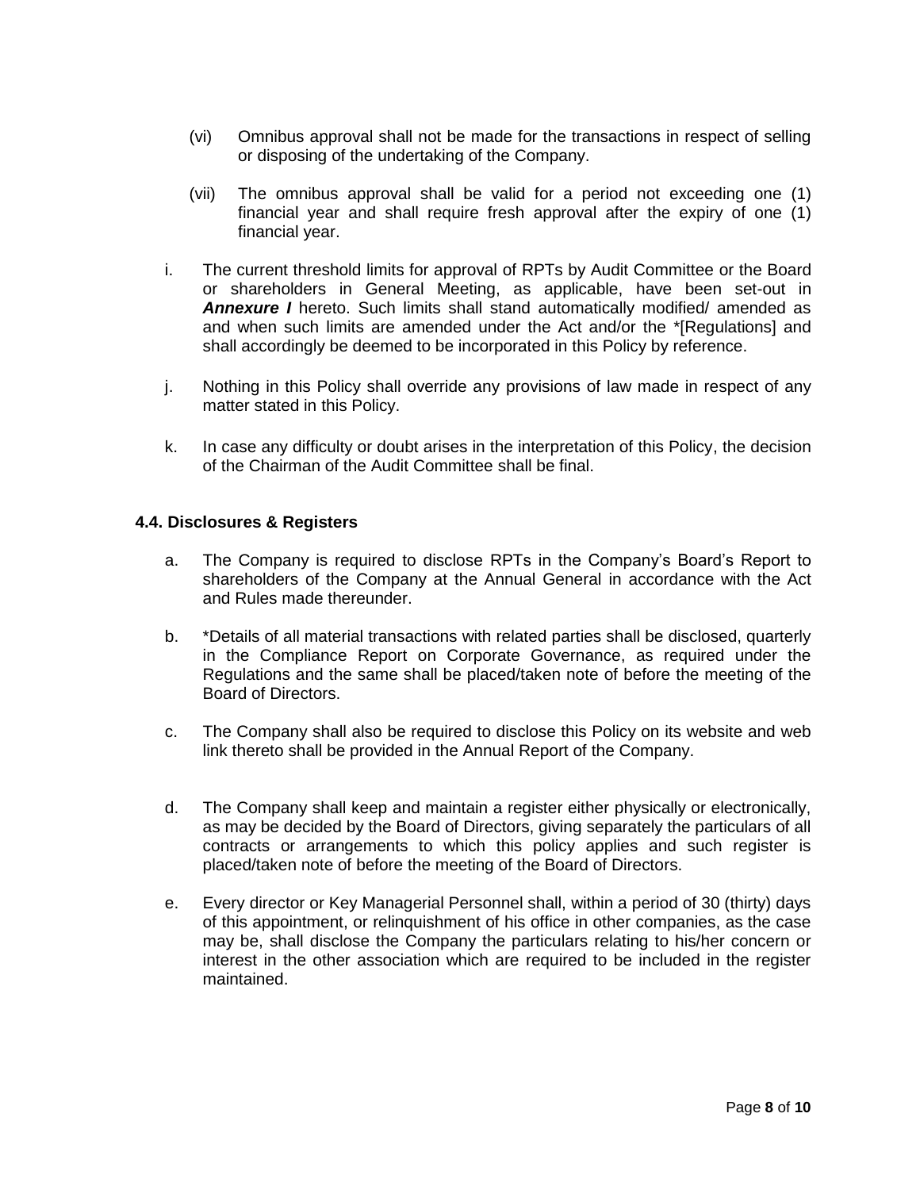(vi) Omnibus approval shall not be made for the transactions in respect of selling or disposing of the undertaking of the Company.

(vii) The omnibus approval shall be valid for a period not exceeding one (1) financial year and shall require fresh approval after the expiry of one (1) financial year.

i. The current threshold limits for approval of RPTs by Audit Committee or the Board or shareholders in General Meeting, as applicable, have been set-out in ***Annexure I*** hereto. Such limits shall stand automatically modified/ amended as and when such limits are amended under the Act and/or the *[Regulations] and shall accordingly be deemed to be incorporated in this Policy by reference.

j. Nothing in this Policy shall override any provisions of law made in respect of any matter stated in this Policy.

k. In case any difficulty or doubt arises in the interpretation of this Policy, the decision of the Chairman of the Audit Committee shall be final.

**4.4. Disclosures & Registers**

a. The Company is required to disclose RPTs in the Company's Board's Report to shareholders of the Company at the Annual General in accordance with the Act and Rules made thereunder.

b. *Details of all material transactions with related parties shall be disclosed, quarterly in the Compliance Report on Corporate Governance, as required under the Regulations and the same shall be placed/taken note of before the meeting of the Board of Directors.

c. The Company shall also be required to disclose this Policy on its website and web link thereto shall be provided in the Annual Report of the Company.

d. The Company shall keep and maintain a register either physically or electronically, as may be decided by the Board of Directors, giving separately the particulars of all contracts or arrangements to which this policy applies and such register is placed/taken note of before the meeting of the Board of Directors.

e. Every director or Key Managerial Personnel shall, within a period of 30 (thirty) days of this appointment, or relinquishment of his office in other companies, as the case may be, shall disclose the Company the particulars relating to his/her concern or interest in the other association which are required to be included in the register maintained.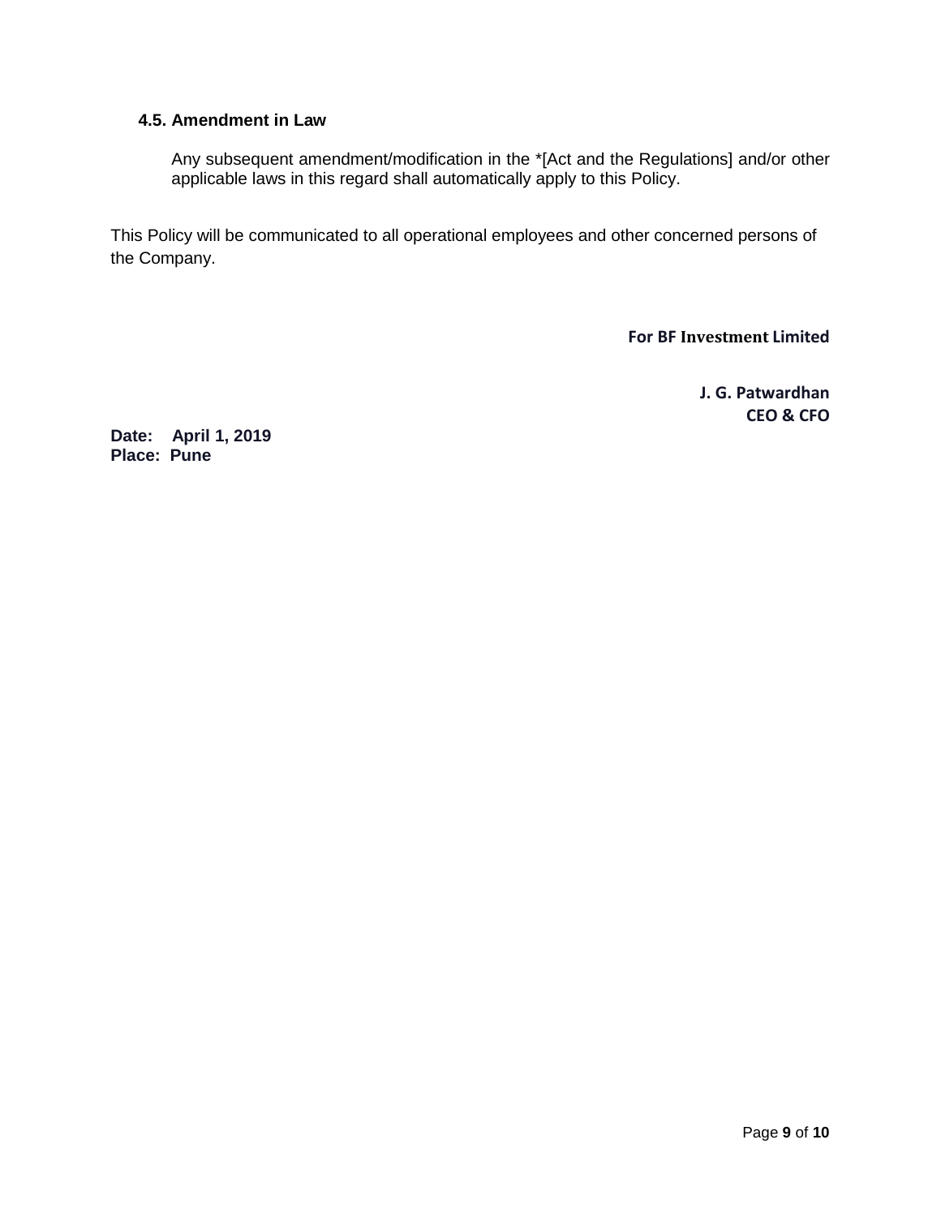### 4.5. Amendment in Law

Any subsequent amendment/modification in the *[Act and the Regulations] and/or other applicable laws in this regard shall automatically apply to this Policy.

This Policy will be communicated to all operational employees and other concerned persons of the Company.

**For BF Investment Limited**

**J. G. Patwardhan**
**CEO & CFO**

**Date: April 1, 2019**
**Place: Pune**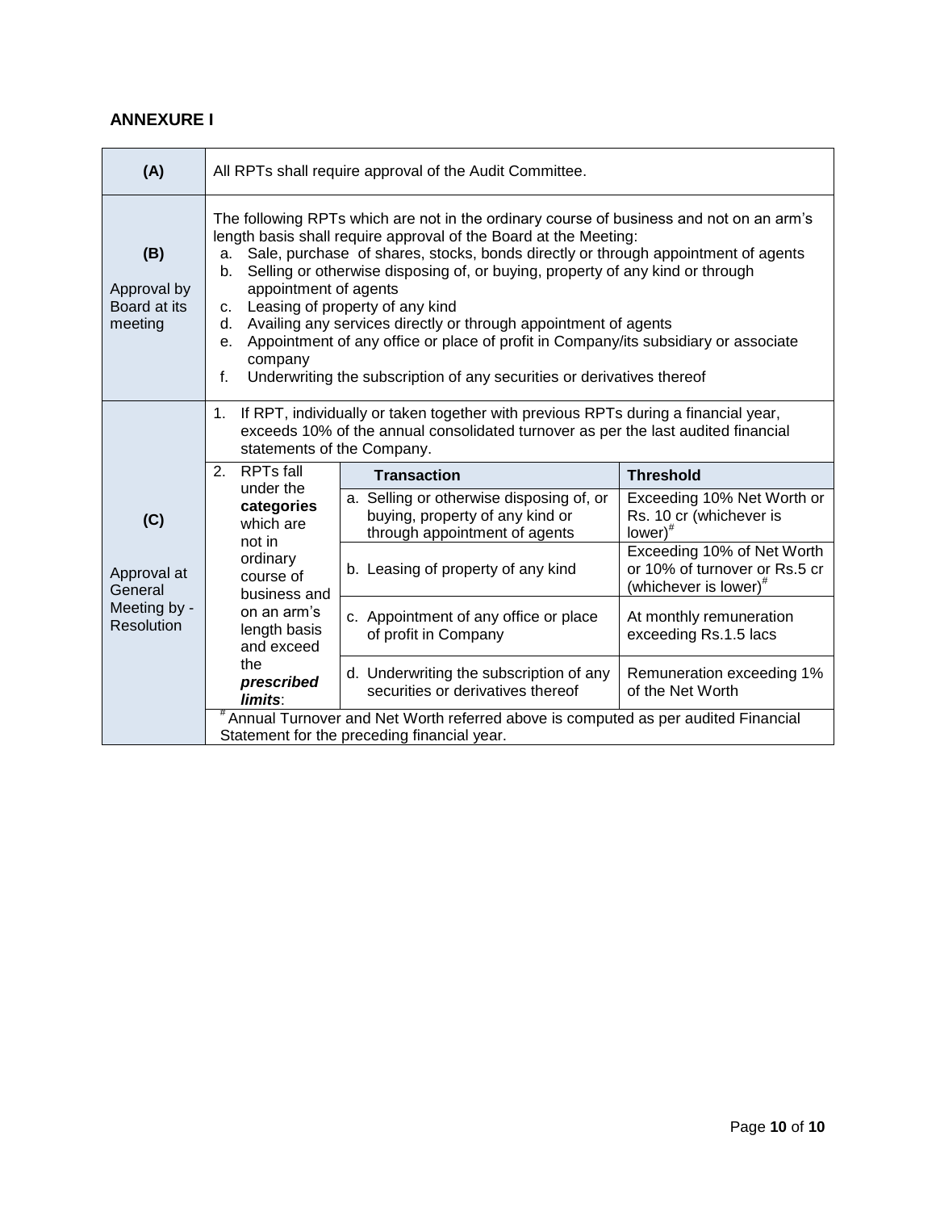## ANNEXURE I

| | | | |
|---|---|---|---|
| **(A)** | All RPTs shall require approval of the Audit Committee. | | |
| **(B)** Approval by Board at its meeting | The following RPTs which are not in the ordinary course of business and not on an arm's length basis shall require approval of the Board at the Meeting:<br>a. Sale, purchase of shares, stocks, bonds directly or through appointment of agents<br>b. Selling or otherwise disposing of, or buying, property of any kind or through appointment of agents<br>c. Leasing of property of any kind<br>d. Availing any services directly or through appointment of agents<br>e. Appointment of any office or place of profit in Company/its subsidiary or associate company<br>f. Underwriting the subscription of any securities or derivatives thereof | | |
| **(C)** Approval at General Meeting by - Resolution | 1. If RPT, individually or taken together with previous RPTs during a financial year, exceeds 10% of the annual consolidated turnover as per the last audited financial statements of the Company. | | |
| | 2. RPTs fall under the **categories** which are not in ordinary course of business and on an arm's length basis and exceed the ***prescribed limits***: | **Transaction** | **Threshold** |
| | | a. Selling or otherwise disposing of, or buying, property of any kind or through appointment of agents | Exceeding 10% Net Worth or Rs. 10 cr (whichever is lower)# |
| | | b. Leasing of property of any kind | Exceeding 10% of Net Worth or 10% of turnover or Rs.5 cr (whichever is lower)# |
| | | c. Appointment of any office or place of profit in Company | At monthly remuneration exceeding Rs.1.5 lacs |
| | | d. Underwriting the subscription of any securities or derivatives thereof | Remuneration exceeding 1% of the Net Worth |
| | # Annual Turnover and Net Worth referred above is computed as per audited Financial Statement for the preceding financial year. | | |